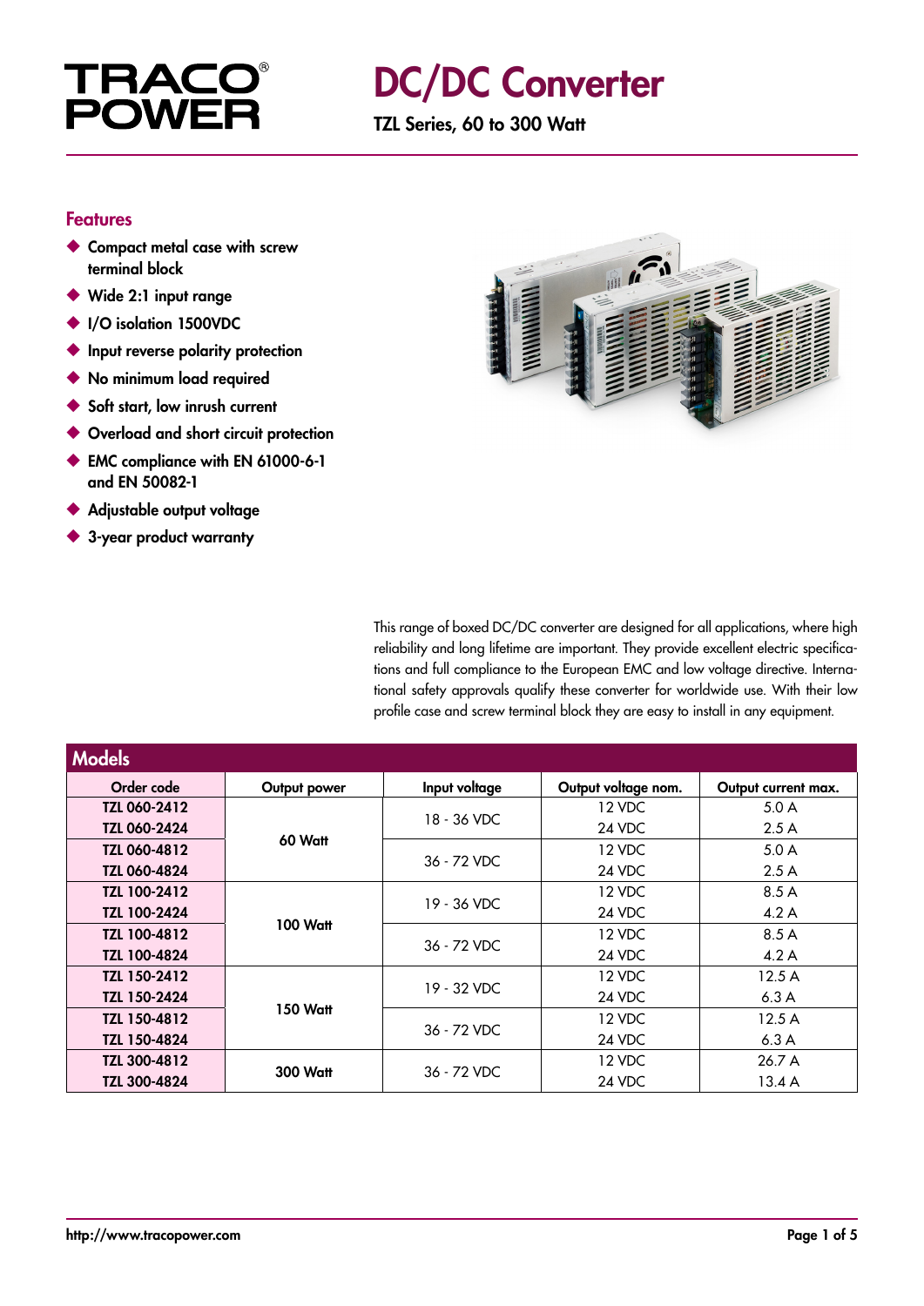TRACO POWER

# DC/DC Converter

**TZL Series, 60 to 300 Watt**

## Features

- Compact metal case with screw terminal block
- Wide 2:1 input range
- I/O isolation 1500VDC
- Input reverse polarity protection
- No minimum load required
- Soft start, low inrush current
- Overload and short circuit protection
- EMC compliance with EN 61000-6-1 and EN 50082-1
- Adjustable output voltage
- 3-year product warranty

This range of boxed DC/DC converter are designed for all applications, where high reliability and long lifetime are important. They provide excellent electric specifications and full compliance to the European EMC and low voltage directive. International safety approvals qualify these converter for worldwide use. With their low profile case and screw terminal block they are easy to install in any equipment.

## Models

| Order code | Output power | Input voltage | Output voltage nom. | Output current max. |
|---|---|---|---|---|
| **TZL 060-2412** | 60 Watt | 18 - 36 VDC | 12 VDC | 5.0 A |
| **TZL 060-2424** | | | 24 VDC | 2.5 A |
| **TZL 060-4812** | | 36 - 72 VDC | 12 VDC | 5.0 A |
| **TZL 060-4824** | | | 24 VDC | 2.5 A |
| **TZL 100-2412** | 100 Watt | 19 - 36 VDC | 12 VDC | 8.5 A |
| **TZL 100-2424** | | | 24 VDC | 4.2 A |
| **TZL 100-4812** | | 36 - 72 VDC | 12 VDC | 8.5 A |
| **TZL 100-4824** | | | 24 VDC | 4.2 A |
| **TZL 150-2412** | 150 Watt | 19 - 32 VDC | 12 VDC | 12.5 A |
| **TZL 150-2424** | | | 24 VDC | 6.3 A |
| **TZL 150-4812** | | 36 - 72 VDC | 12 VDC | 12.5 A |
| **TZL 150-4824** | | | 24 VDC | 6.3 A |
| **TZL 300-4812** | 300 Watt | 36 - 72 VDC | 12 VDC | 26.7 A |
| **TZL 300-4824** | | | 24 VDC | 13.4 A |

http://www.tracopower.com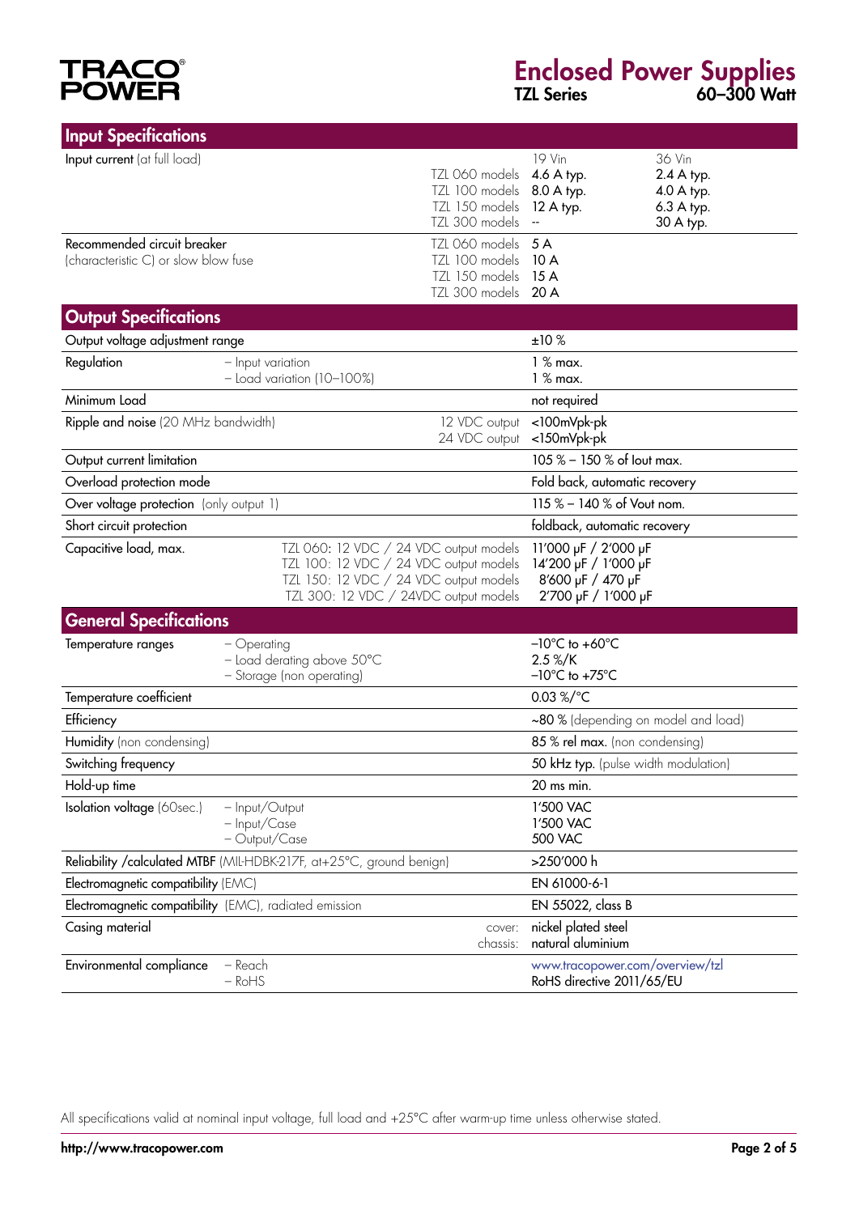## Input Specifications

| | | | |
|---|---|---|---|
| **Input current** (at full load) | | 19 Vin | 36 Vin |
| | TZL 060 models | 4.6 A typ. | 2.4 A typ. |
| | TZL 100 models | 8.0 A typ. | 4.0 A typ. |
| | TZL 150 models | 12 A typ. | 6.3 A typ. |
| | TZL 300 models | -- | 30 A typ. |
| Recommended circuit breaker (characteristic C) or slow blow fuse | TZL 060 models | 5 A | |
| | TZL 100 models | 10 A | |
| | TZL 150 models | 15 A | |
| | TZL 300 models | 20 A | |

## Output Specifications

| | | |
|---|---|---|
| Output voltage adjustment range | | ±10 % |
| Regulation | – Input variation | 1 % max. |
| | – Load variation (10–100%) | 1 % max. |
| Minimum Load | | not required |
| Ripple and noise (20 MHz bandwidth) | 12 VDC output | <100mVpk-pk |
| | 24 VDC output | <150mVpk-pk |
| Output current limitation | | 105 % – 150 % of Iout max. |
| Overload protection mode | | Fold back, automatic recovery |
| Over voltage protection (only output 1) | | 115 % – 140 % of Vout nom. |
| Short circuit protection | | foldback, automatic recovery |
| Capacitive load, max. | TZL 060: 12 VDC / 24 VDC output models | 11'000 µF / 2'000 µF |
| | TZL 100: 12 VDC / 24 VDC output models | 14'200 µF / 1'000 µF |
| | TZL 150: 12 VDC / 24 VDC output models | 8'600 µF / 470 µF |
| | TZL 300: 12 VDC / 24VDC output models | 2'700 µF / 1'000 µF |

## General Specifications

| | | |
|---|---|---|
| Temperature ranges | – Operating | –10°C to +60°C |
| | – Load derating above 50°C | 2.5 %/K |
| | – Storage (non operating) | –10°C to +75°C |
| Temperature coefficient | | 0.03 %/°C |
| Efficiency | | ~80 % (depending on model and load) |
| Humidity (non condensing) | | 85 % rel max. (non condensing) |
| Switching frequency | | 50 kHz typ. (pulse width modulation) |
| Hold-up time | | 20 ms min. |
| Isolation voltage (60sec.) | – Input/Output | 1'500 VAC |
| | – Input/Case | 1'500 VAC |
| | – Output/Case | 500 VAC |
| Reliability /calculated MTBF (MIL-HDBK-217F, at+25°C, ground benign) | | >250'000 h |
| Electromagnetic compatibility (EMC) | | EN 61000-6-1 |
| Electromagnetic compatibility (EMC), radiated emission | | EN 55022, class B |
| Casing material | cover: | nickel plated steel |
| | chassis: | natural aluminium |
| Environmental compliance | – Reach | www.tracopower.com/overview/tzl |
| | – RoHS | RoHS directive 2011/65/EU |

All specifications valid at nominal input voltage, full load and +25°C after warm-up time unless otherwise stated.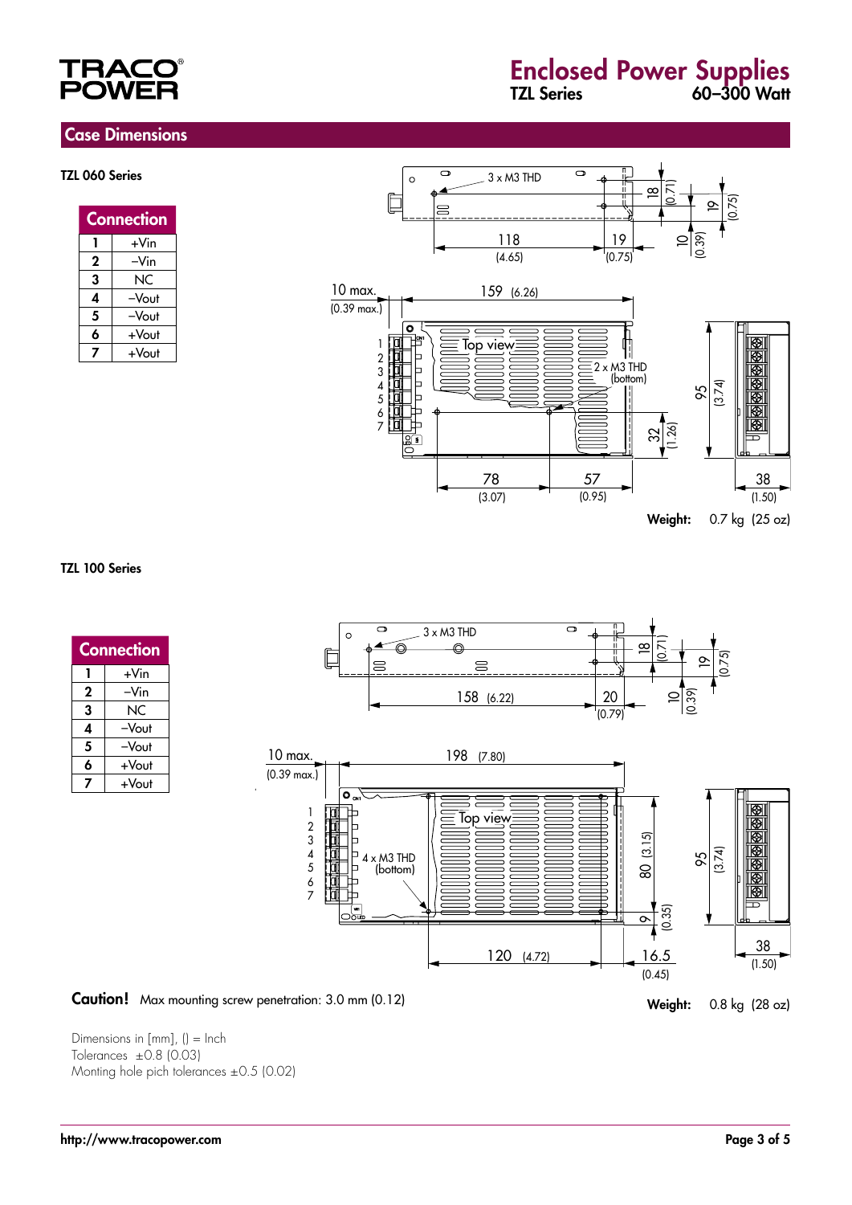## Case Dimensions

### TZL 060 Series

| Connection | |
|---|---|
| 1 | +Vin |
| 2 | –Vin |
| 3 | NC |
| 4 | –Vout |
| 5 | –Vout |
| 6 | +Vout |
| 7 | +Vout |

**Weight:** 0.7 kg (25 oz)

### TZL 100 Series

| Connection | |
|---|---|
| 1 | +Vin |
| 2 | –Vin |
| 3 | NC |
| 4 | –Vout |
| 5 | –Vout |
| 6 | +Vout |
| 7 | +Vout |

**Caution!** Max mounting screw penetration: 3.0 mm (0.12)

**Weight:** 0.8 kg (28 oz)

Dimensions in [mm], () = Inch
Tolerances ±0.8 (0.03)
Monting hole pich tolerances ±0.5 (0.02)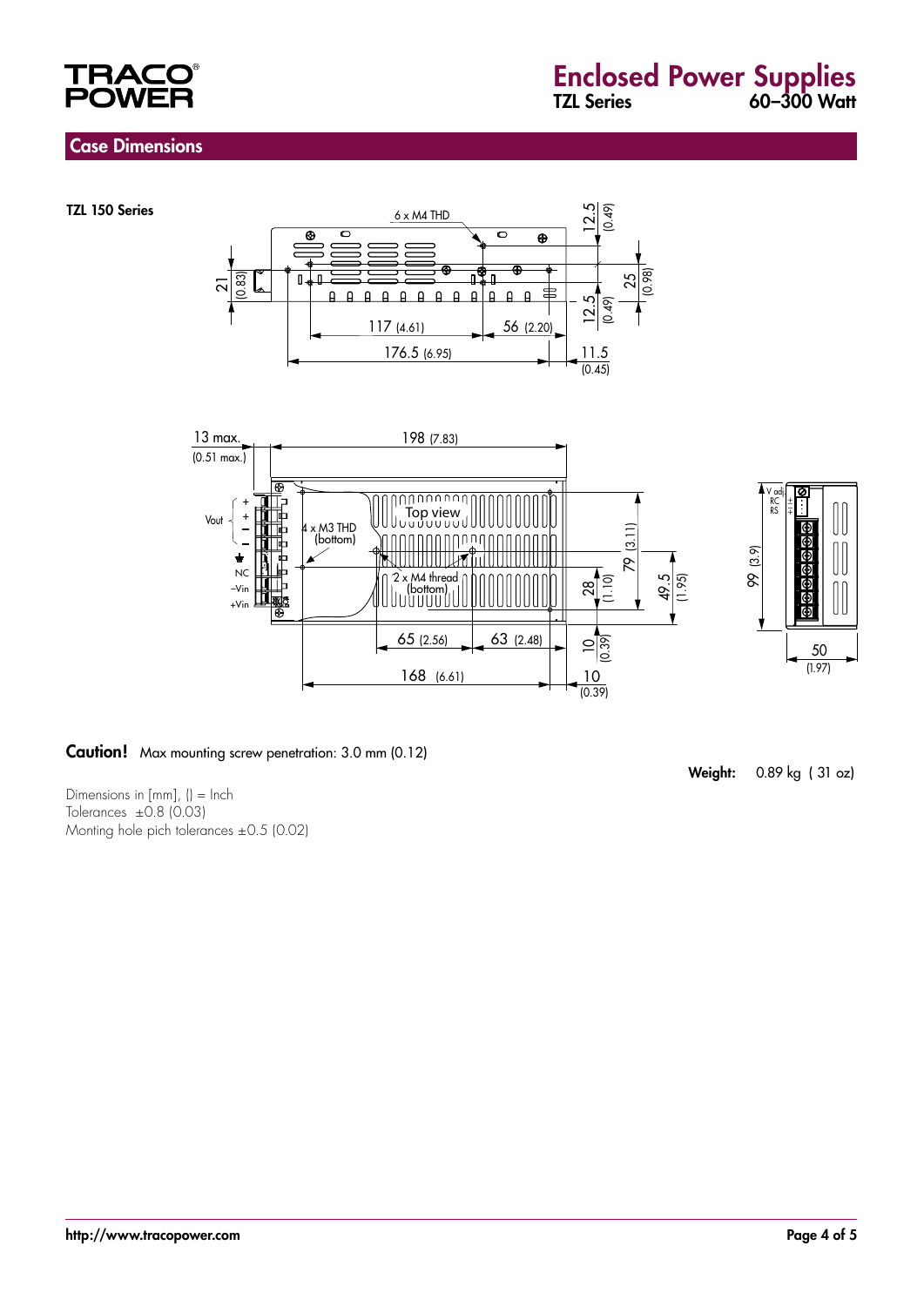## Case Dimensions

**TZL 150 Series**

**Caution!** Max mounting screw penetration: 3.0 mm (0.12)

**Weight:** 0.89 kg ( 31 oz)

Dimensions in [mm], () = Inch
Tolerances ±0.8 (0.03)
Monting hole pich tolerances ±0.5 (0.02)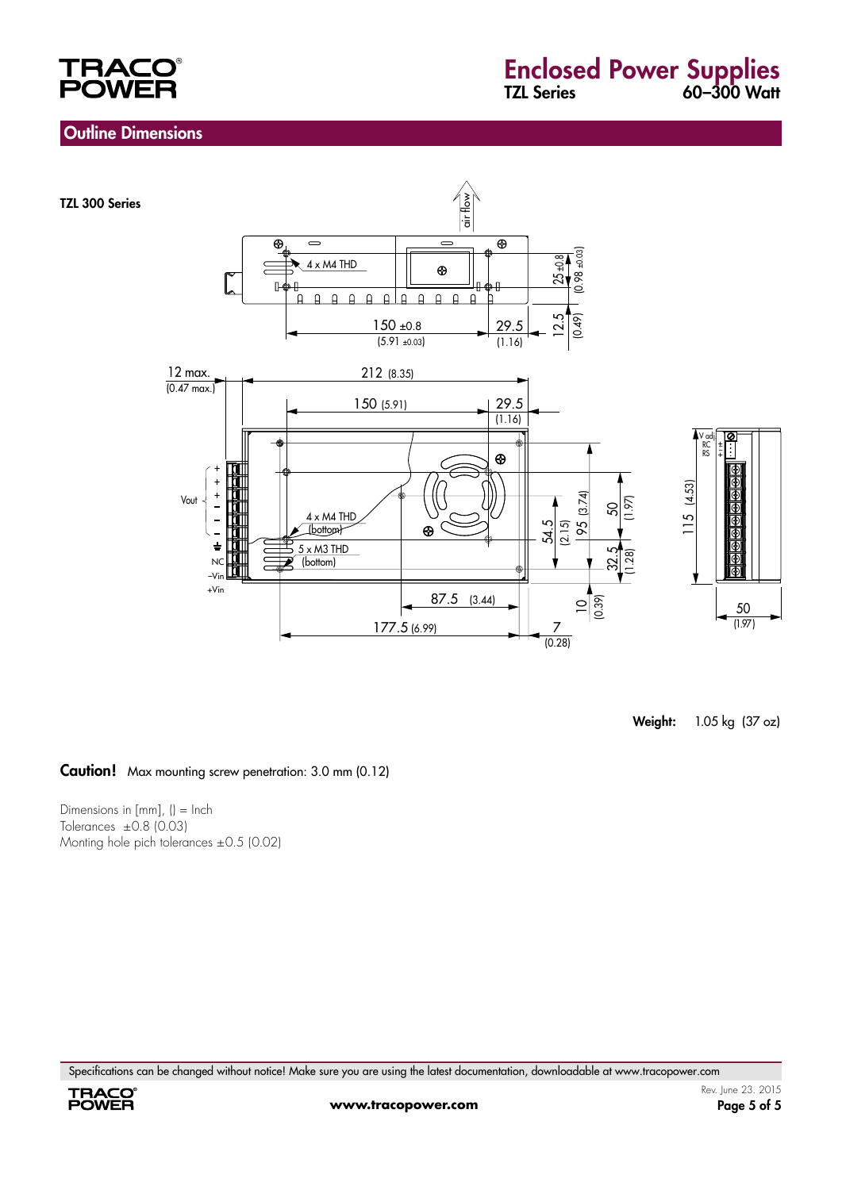## Outline Dimensions

**TZL 300 Series**

air flow

4 x M4 THD

150 ±0.8
(5.91 ±0.03)

29.5
(1.16)

25 ±0.8
(0.98 ±0.03)

12.5
(0.49)

12 max.
(0.47 max.)

212 (8.35)

150 (5.91)

29.5
(1.16)

Vout

\+
\+
\+
–
–
–

NC
–Vin
+Vin

4 x M4 THD
(bottom)

5 x M3 THD
(bottom)

54.5
(2.15)

95 (3.74)

50
(1.97)

32.5
(1.28)

87.5 (3.44)

177.5 (6.99)

10
(0.39)

7
(0.28)

V adj
RC
RS

115 (4.53)

50
(1.97)

**Weight:** 1.05 kg (37 oz)

**Caution!** Max mounting screw penetration: 3.0 mm (0.12)

Dimensions in [mm], () = Inch
Tolerances ±0.8 (0.03)
Monting hole pich tolerances ±0.5 (0.02)

Specifications can be changed without notice! Make sure you are using the latest documentation, downloadable at www.tracopower.com